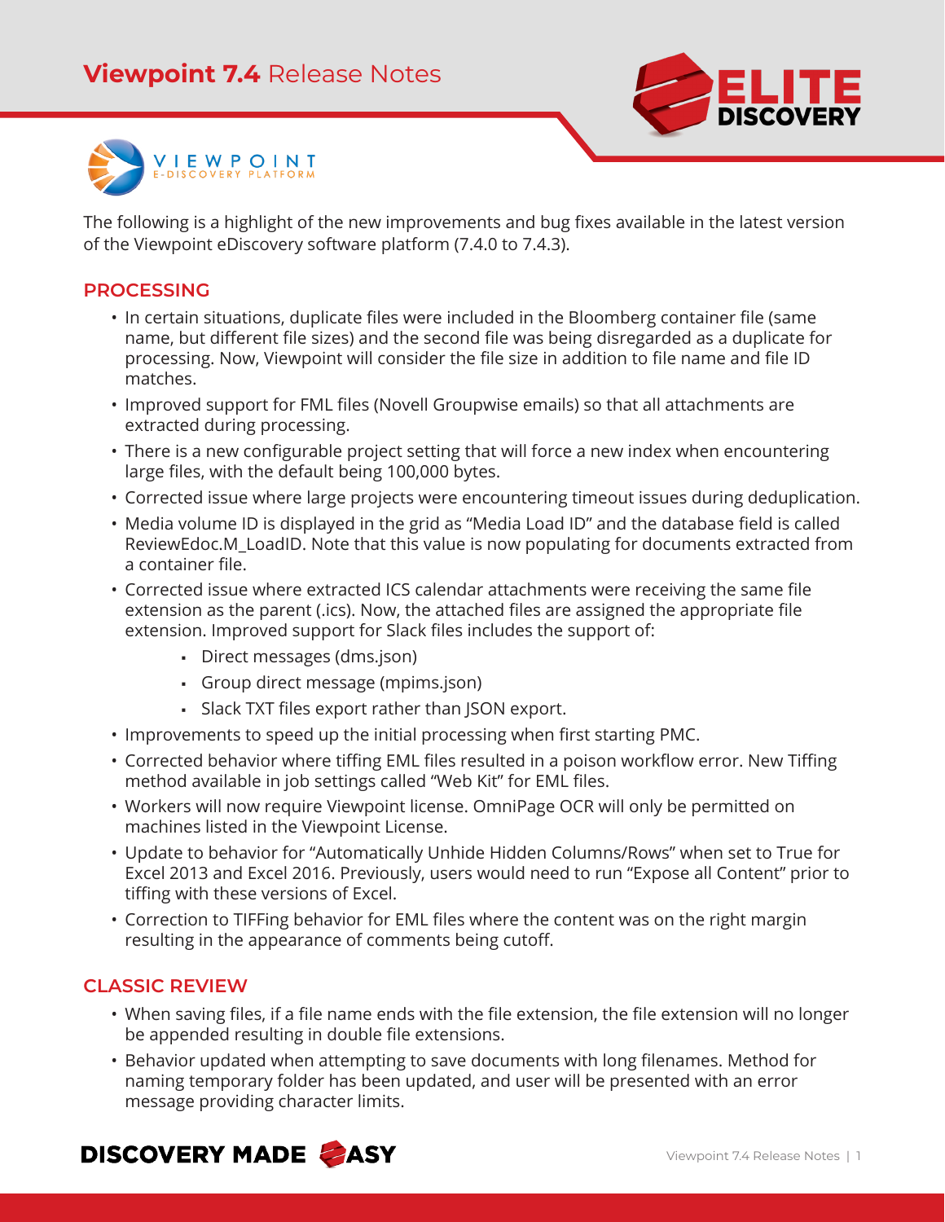# Viewpoint 7.4 Release Notes

The following is a highlight of the new improvements and bug fixes available in the latest version of the Viewpoint eDiscovery software platform (7.4.0 to 7.4.3).

## PROCESSING

- In certain situations, duplicate files were included in the Bloomberg container file (same name, but different file sizes) and the second file was being disregarded as a duplicate for processing. Now, Viewpoint will consider the file size in addition to file name and file ID matches.
- Improved support for FML files (Novell Groupwise emails) so that all attachments are extracted during processing.
- There is a new configurable project setting that will force a new index when encountering large files, with the default being 100,000 bytes.
- Corrected issue where large projects were encountering timeout issues during deduplication.
- Media volume ID is displayed in the grid as "Media Load ID" and the database field is called ReviewEdoc.M_LoadID. Note that this value is now populating for documents extracted from a container file.
- Corrected issue where extracted ICS calendar attachments were receiving the same file extension as the parent (.ics). Now, the attached files are assigned the appropriate file extension. Improved support for Slack files includes the support of:
  - Direct messages (dms.json)
  - Group direct message (mpims.json)
  - Slack TXT files export rather than JSON export.
- Improvements to speed up the initial processing when first starting PMC.
- Corrected behavior where tiffing EML files resulted in a poison workflow error. New Tiffing method available in job settings called "Web Kit" for EML files.
- Workers will now require Viewpoint license. OmniPage OCR will only be permitted on machines listed in the Viewpoint License.
- Update to behavior for "Automatically Unhide Hidden Columns/Rows" when set to True for Excel 2013 and Excel 2016. Previously, users would need to run "Expose all Content" prior to tiffing with these versions of Excel.
- Correction to TIFFing behavior for EML files where the content was on the right margin resulting in the appearance of comments being cutoff.

## CLASSIC REVIEW

- When saving files, if a file name ends with the file extension, the file extension will no longer be appended resulting in double file extensions.
- Behavior updated when attempting to save documents with long filenames. Method for naming temporary folder has been updated, and user will be presented with an error message providing character limits.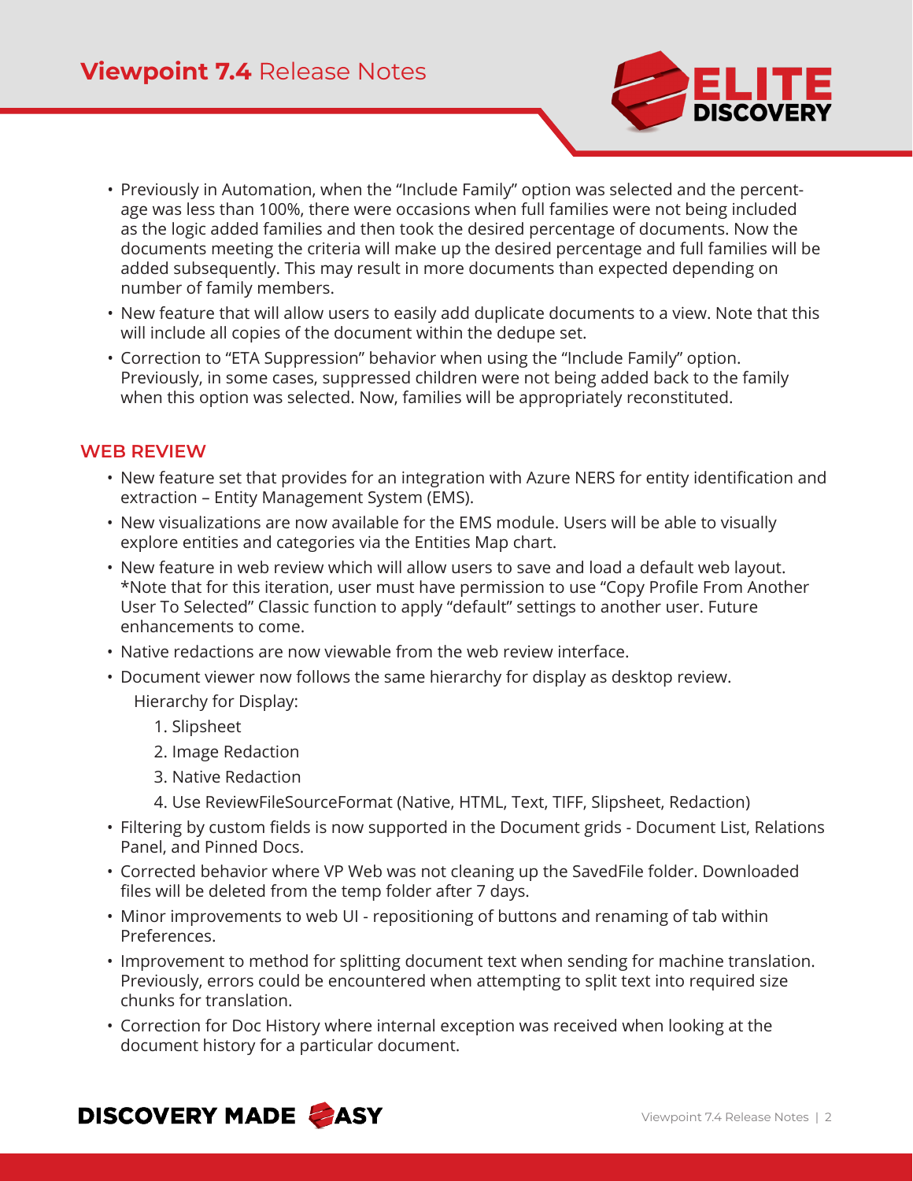- Previously in Automation, when the "Include Family" option was selected and the percentage was less than 100%, there were occasions when full families were not being included as the logic added families and then took the desired percentage of documents. Now the documents meeting the criteria will make up the desired percentage and full families will be added subsequently. This may result in more documents than expected depending on number of family members.
- New feature that will allow users to easily add duplicate documents to a view. Note that this will include all copies of the document within the dedupe set.
- Correction to "ETA Suppression" behavior when using the "Include Family" option. Previously, in some cases, suppressed children were not being added back to the family when this option was selected. Now, families will be appropriately reconstituted.

## WEB REVIEW

- New feature set that provides for an integration with Azure NERS for entity identification and extraction – Entity Management System (EMS).
- New visualizations are now available for the EMS module. Users will be able to visually explore entities and categories via the Entities Map chart.
- New feature in web review which will allow users to save and load a default web layout. *Note that for this iteration, user must have permission to use "Copy Profile From Another User To Selected" Classic function to apply "default" settings to another user. Future enhancements to come.
- Native redactions are now viewable from the web review interface.
- Document viewer now follows the same hierarchy for display as desktop review.

  Hierarchy for Display:

  1. Slipsheet
  2. Image Redaction
  3. Native Redaction
  4. Use ReviewFileSourceFormat (Native, HTML, Text, TIFF, Slipsheet, Redaction)
- Filtering by custom fields is now supported in the Document grids - Document List, Relations Panel, and Pinned Docs.
- Corrected behavior where VP Web was not cleaning up the SavedFile folder. Downloaded files will be deleted from the temp folder after 7 days.
- Minor improvements to web UI - repositioning of buttons and renaming of tab within Preferences.
- Improvement to method for splitting document text when sending for machine translation. Previously, errors could be encountered when attempting to split text into required size chunks for translation.
- Correction for Doc History where internal exception was received when looking at the document history for a particular document.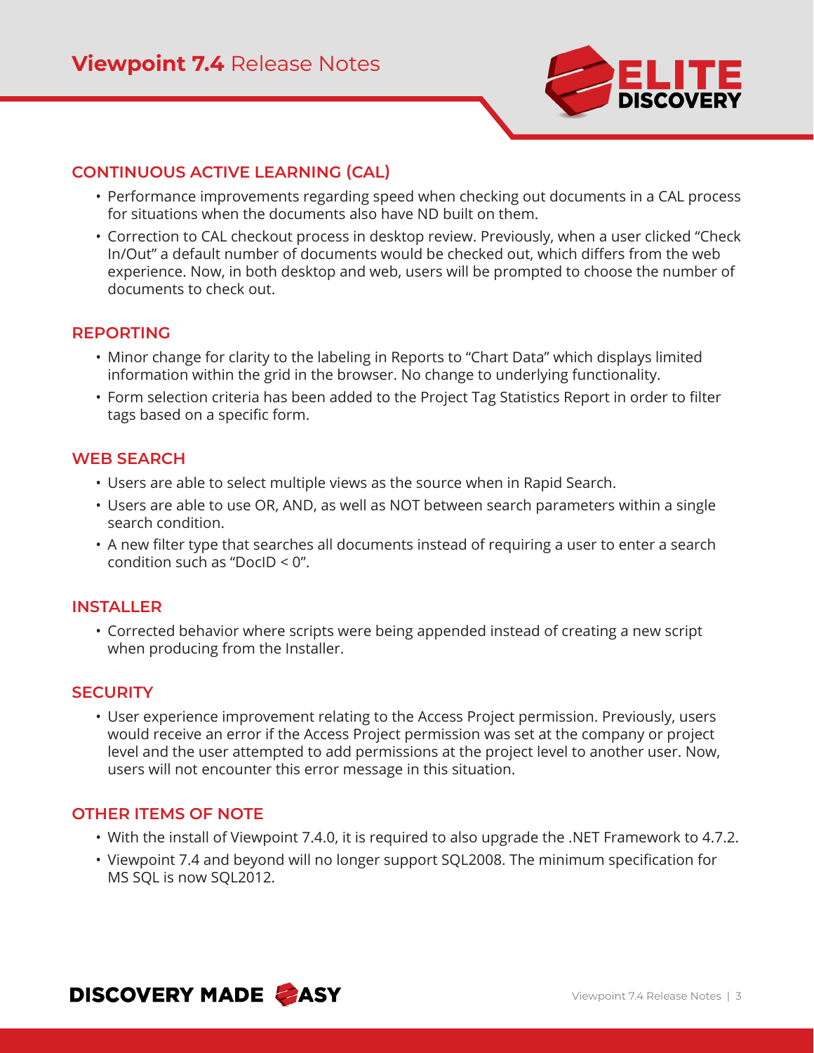## CONTINUOUS ACTIVE LEARNING (CAL)

- Performance improvements regarding speed when checking out documents in a CAL process for situations when the documents also have ND built on them.
- Correction to CAL checkout process in desktop review. Previously, when a user clicked "Check In/Out" a default number of documents would be checked out, which differs from the web experience. Now, in both desktop and web, users will be prompted to choose the number of documents to check out.

## REPORTING

- Minor change for clarity to the labeling in Reports to "Chart Data" which displays limited information within the grid in the browser. No change to underlying functionality.
- Form selection criteria has been added to the Project Tag Statistics Report in order to filter tags based on a specific form.

## WEB SEARCH

- Users are able to select multiple views as the source when in Rapid Search.
- Users are able to use OR, AND, as well as NOT between search parameters within a single search condition.
- A new filter type that searches all documents instead of requiring a user to enter a search condition such as "DocID < 0".

## INSTALLER

- Corrected behavior where scripts were being appended instead of creating a new script when producing from the Installer.

## SECURITY

- User experience improvement relating to the Access Project permission. Previously, users would receive an error if the Access Project permission was set at the company or project level and the user attempted to add permissions at the project level to another user. Now, users will not encounter this error message in this situation.

## OTHER ITEMS OF NOTE

- With the install of Viewpoint 7.4.0, it is required to also upgrade the .NET Framework to 4.7.2.
- Viewpoint 7.4 and beyond will no longer support SQL2008. The minimum specification for MS SQL is now SQL2012.